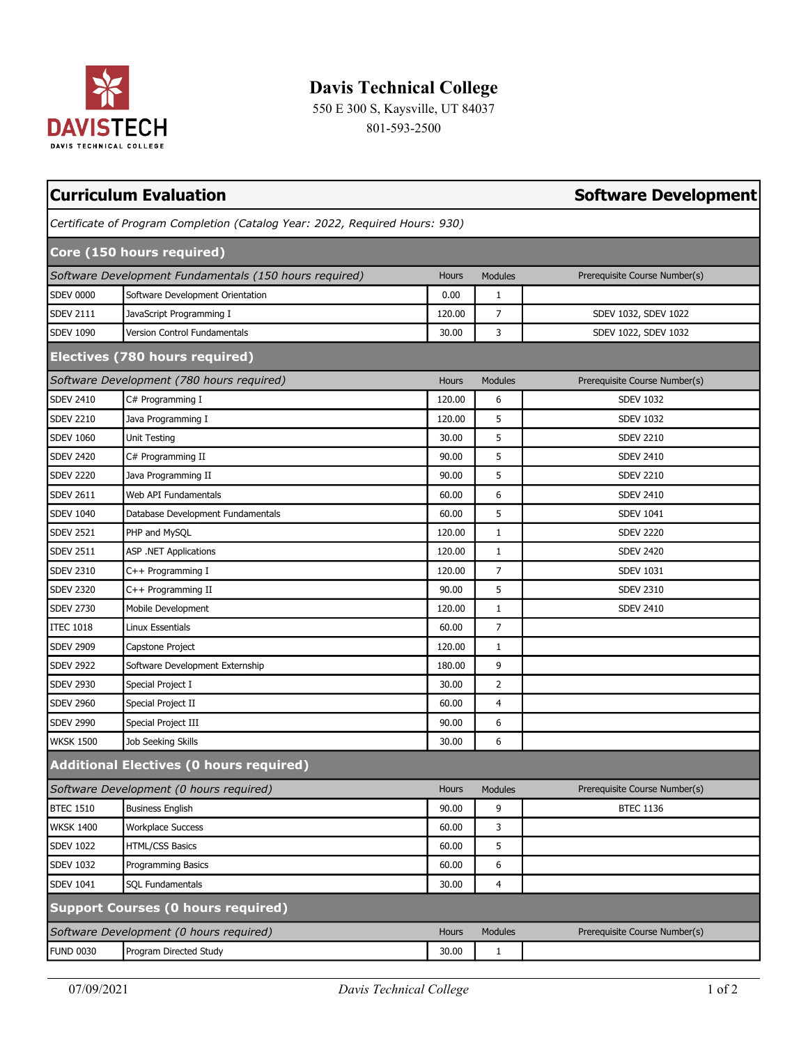# Davis Technical College

550 E 300 S, Kaysville, UT 84037

801-593-2500

## Curriculum Evaluation — Software Development

*Certificate of Program Completion (Catalog Year: 2022, Required Hours: 930)*

### Core (150 hours required)

| *Software Development Fundamentals (150 hours required)* | | Hours | Modules | Prerequisite Course Number(s) |
|---|---|---|---|---|
| SDEV 0000 | Software Development Orientation | 0.00 | 1 | |
| SDEV 2111 | JavaScript Programming I | 120.00 | 7 | SDEV 1032, SDEV 1022 |
| SDEV 1090 | Version Control Fundamentals | 30.00 | 3 | SDEV 1022, SDEV 1032 |

### Electives (780 hours required)

| *Software Development (780 hours required)* | | Hours | Modules | Prerequisite Course Number(s) |
|---|---|---|---|---|
| SDEV 2410 | C# Programming I | 120.00 | 6 | SDEV 1032 |
| SDEV 2210 | Java Programming I | 120.00 | 5 | SDEV 1032 |
| SDEV 1060 | Unit Testing | 30.00 | 5 | SDEV 2210 |
| SDEV 2420 | C# Programming II | 90.00 | 5 | SDEV 2410 |
| SDEV 2220 | Java Programming II | 90.00 | 5 | SDEV 2210 |
| SDEV 2611 | Web API Fundamentals | 60.00 | 6 | SDEV 2410 |
| SDEV 1040 | Database Development Fundamentals | 60.00 | 5 | SDEV 1041 |
| SDEV 2521 | PHP and MySQL | 120.00 | 1 | SDEV 2220 |
| SDEV 2511 | ASP .NET Applications | 120.00 | 1 | SDEV 2420 |
| SDEV 2310 | C++ Programming I | 120.00 | 7 | SDEV 1031 |
| SDEV 2320 | C++ Programming II | 90.00 | 5 | SDEV 2310 |
| SDEV 2730 | Mobile Development | 120.00 | 1 | SDEV 2410 |
| ITEC 1018 | Linux Essentials | 60.00 | 7 | |
| SDEV 2909 | Capstone Project | 120.00 | 1 | |
| SDEV 2922 | Software Development Externship | 180.00 | 9 | |
| SDEV 2930 | Special Project I | 30.00 | 2 | |
| SDEV 2960 | Special Project II | 60.00 | 4 | |
| SDEV 2990 | Special Project III | 90.00 | 6 | |
| WKSK 1500 | Job Seeking Skills | 30.00 | 6 | |

### Additional Electives (0 hours required)

| *Software Development (0 hours required)* | | Hours | Modules | Prerequisite Course Number(s) |
|---|---|---|---|---|
| BTEC 1510 | Business English | 90.00 | 9 | BTEC 1136 |
| WKSK 1400 | Workplace Success | 60.00 | 3 | |
| SDEV 1022 | HTML/CSS Basics | 60.00 | 5 | |
| SDEV 1032 | Programming Basics | 60.00 | 6 | |
| SDEV 1041 | SQL Fundamentals | 30.00 | 4 | |

### Support Courses (0 hours required)

| *Software Development (0 hours required)* | | Hours | Modules | Prerequisite Course Number(s) |
|---|---|---|---|---|
| FUND 0030 | Program Directed Study | 30.00 | 1 | |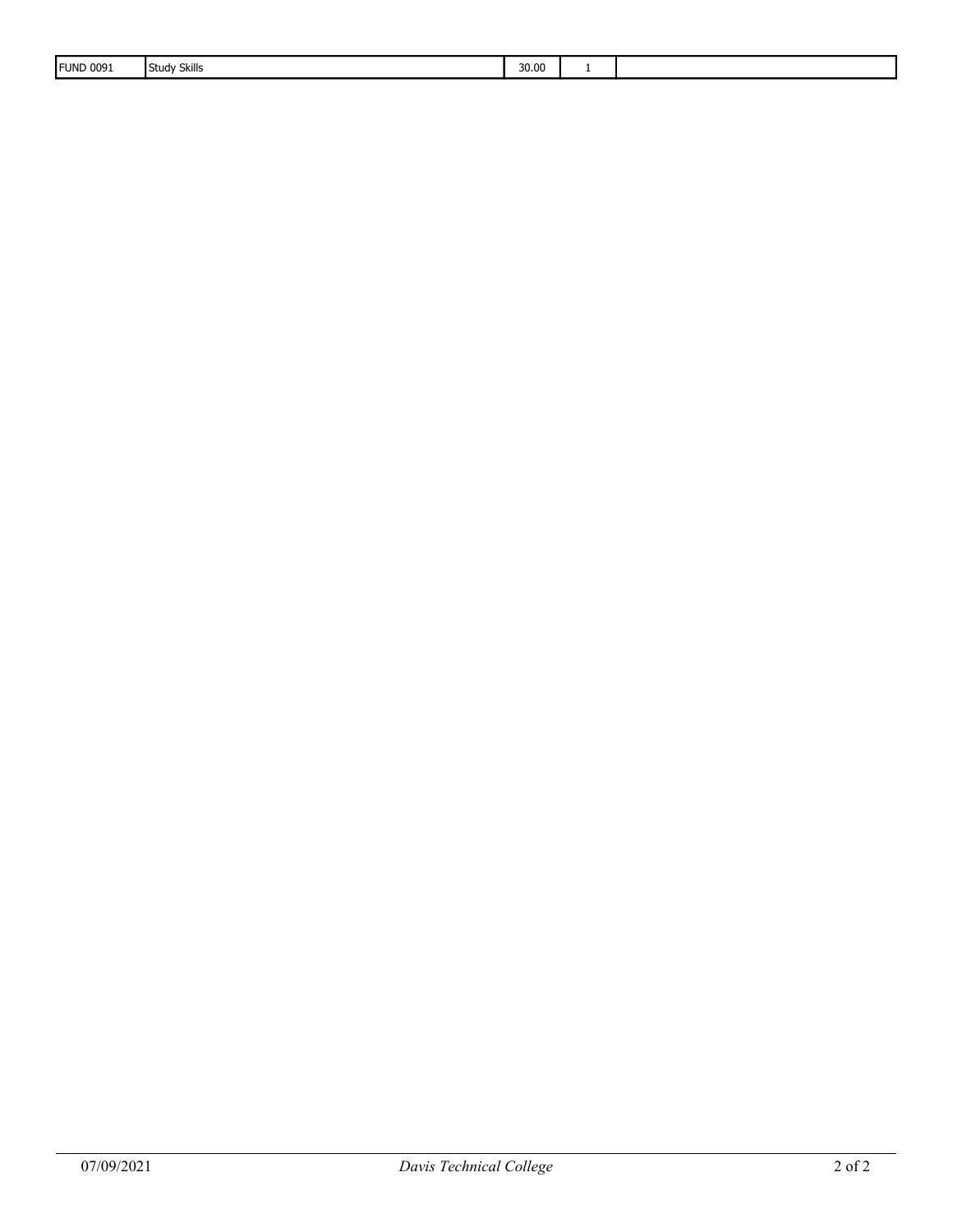| | | | | |
|---|---|---|---|---|
| FUND 0091 | Study Skills | 30.00 | 1 | |